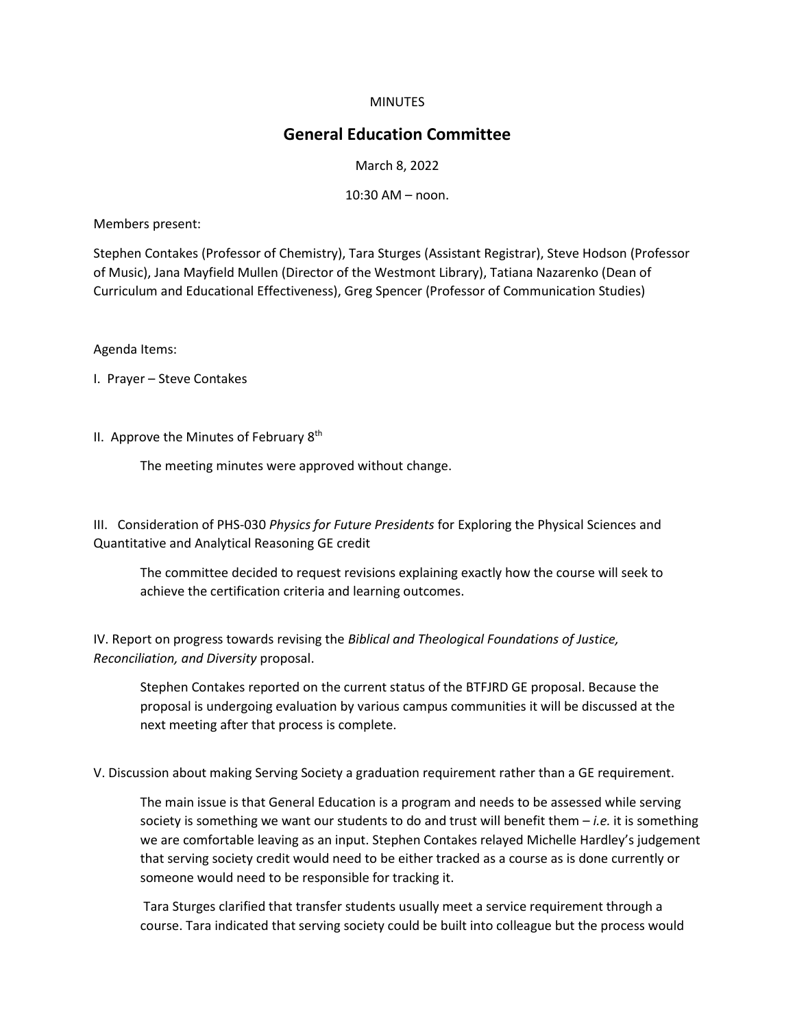MINUTES

# General Education Committee

March 8, 2022

10:30 AM – noon.

Members present:

Stephen Contakes (Professor of Chemistry), Tara Sturges (Assistant Registrar), Steve Hodson (Professor of Music), Jana Mayfield Mullen (Director of the Westmont Library), Tatiana Nazarenko (Dean of Curriculum and Educational Effectiveness), Greg Spencer (Professor of Communication Studies)

Agenda Items:

I. Prayer – Steve Contakes

II. Approve the Minutes of February 8th

The meeting minutes were approved without change.

III. Consideration of PHS-030 *Physics for Future Presidents* for Exploring the Physical Sciences and Quantitative and Analytical Reasoning GE credit

The committee decided to request revisions explaining exactly how the course will seek to achieve the certification criteria and learning outcomes.

IV. Report on progress towards revising the *Biblical and Theological Foundations of Justice, Reconciliation, and Diversity* proposal.

Stephen Contakes reported on the current status of the BTFJRD GE proposal. Because the proposal is undergoing evaluation by various campus communities it will be discussed at the next meeting after that process is complete.

V. Discussion about making Serving Society a graduation requirement rather than a GE requirement.

The main issue is that General Education is a program and needs to be assessed while serving society is something we want our students to do and trust will benefit them – *i.e.* it is something we are comfortable leaving as an input. Stephen Contakes relayed Michelle Hardley's judgement that serving society credit would need to be either tracked as a course as is done currently or someone would need to be responsible for tracking it.

Tara Sturges clarified that transfer students usually meet a service requirement through a course. Tara indicated that serving society could be built into colleague but the process would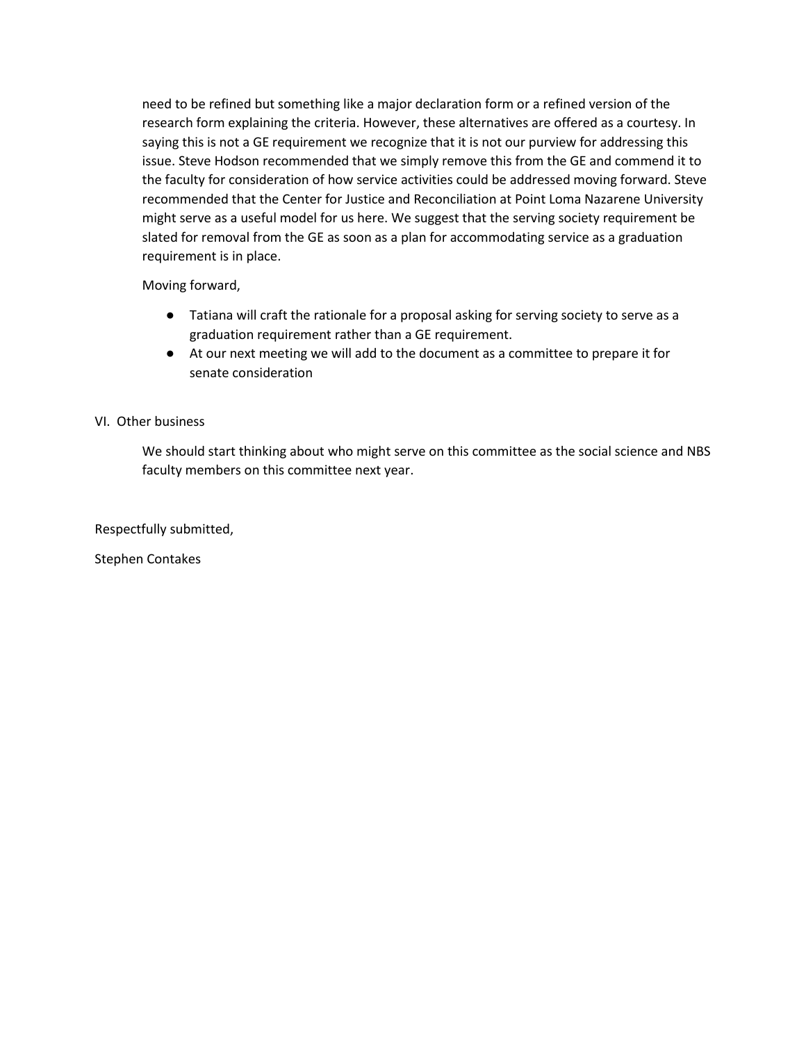need to be refined but something like a major declaration form or a refined version of the research form explaining the criteria. However, these alternatives are offered as a courtesy. In saying this is not a GE requirement we recognize that it is not our purview for addressing this issue. Steve Hodson recommended that we simply remove this from the GE and commend it to the faculty for consideration of how service activities could be addressed moving forward. Steve recommended that the Center for Justice and Reconciliation at Point Loma Nazarene University might serve as a useful model for us here. We suggest that the serving society requirement be slated for removal from the GE as soon as a plan for accommodating service as a graduation requirement is in place.

Moving forward,

- Tatiana will craft the rationale for a proposal asking for serving society to serve as a graduation requirement rather than a GE requirement.
- At our next meeting we will add to the document as a committee to prepare it for senate consideration

VI. Other business

We should start thinking about who might serve on this committee as the social science and NBS faculty members on this committee next year.

Respectfully submitted,

Stephen Contakes